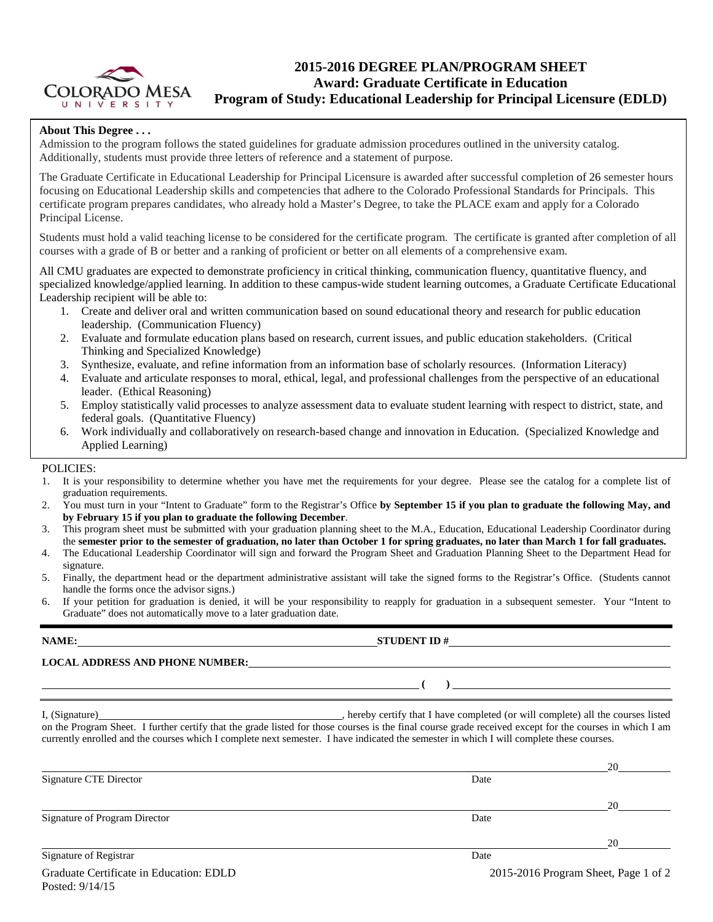# 2015-2016 DEGREE PLAN/PROGRAM SHEET
## Award: Graduate Certificate in Education
## Program of Study: Educational Leadership for Principal Licensure (EDLD)

**About This Degree . . .**

Admission to the program follows the stated guidelines for graduate admission procedures outlined in the university catalog. Additionally, students must provide three letters of reference and a statement of purpose.

The Graduate Certificate in Educational Leadership for Principal Licensure is awarded after successful completion of 26 semester hours focusing on Educational Leadership skills and competencies that adhere to the Colorado Professional Standards for Principals. This certificate program prepares candidates, who already hold a Master's Degree, to take the PLACE exam and apply for a Colorado Principal License.

Students must hold a valid teaching license to be considered for the certificate program. The certificate is granted after completion of all courses with a grade of B or better and a ranking of proficient or better on all elements of a comprehensive exam.

All CMU graduates are expected to demonstrate proficiency in critical thinking, communication fluency, quantitative fluency, and specialized knowledge/applied learning. In addition to these campus-wide student learning outcomes, a Graduate Certificate Educational Leadership recipient will be able to:

1. Create and deliver oral and written communication based on sound educational theory and research for public education leadership. (Communication Fluency)
2. Evaluate and formulate education plans based on research, current issues, and public education stakeholders. (Critical Thinking and Specialized Knowledge)
3. Synthesize, evaluate, and refine information from an information base of scholarly resources. (Information Literacy)
4. Evaluate and articulate responses to moral, ethical, legal, and professional challenges from the perspective of an educational leader. (Ethical Reasoning)
5. Employ statistically valid processes to analyze assessment data to evaluate student learning with respect to district, state, and federal goals. (Quantitative Fluency)
6. Work individually and collaboratively on research-based change and innovation in Education. (Specialized Knowledge and Applied Learning)

POLICIES:

1. It is your responsibility to determine whether you have met the requirements for your degree. Please see the catalog for a complete list of graduation requirements.
2. You must turn in your "Intent to Graduate" form to the Registrar's Office **by September 15 if you plan to graduate the following May, and by February 15 if you plan to graduate the following December**.
3. This program sheet must be submitted with your graduation planning sheet to the M.A., Education, Educational Leadership Coordinator during the **semester prior to the semester of graduation, no later than October 1 for spring graduates, no later than March 1 for fall graduates.**
4. The Educational Leadership Coordinator will sign and forward the Program Sheet and Graduation Planning Sheet to the Department Head for signature.
5. Finally, the department head or the department administrative assistant will take the signed forms to the Registrar's Office. (Students cannot handle the forms once the advisor signs.)
6. If your petition for graduation is denied, it will be your responsibility to reapply for graduation in a subsequent semester. Your "Intent to Graduate" does not automatically move to a later graduation date.

**NAME:** ______________________________ **STUDENT ID #** ______________________________

**LOCAL ADDRESS AND PHONE NUMBER:** ______________________________

______________________________ **( )** ______________________________

I, (Signature) ______________________________, hereby certify that I have completed (or will complete) all the courses listed on the Program Sheet. I further certify that the grade listed for those courses is the final course grade received except for the courses in which I am currently enrolled and the courses which I complete next semester. I have indicated the semester in which I will complete these courses.

______________________________ 20______
Signature CTE Director — Date

______________________________ 20______
Signature of Program Director — Date

______________________________ 20______
Signature of Registrar — Date

Graduate Certificate in Education: EDLD
Posted: 9/14/15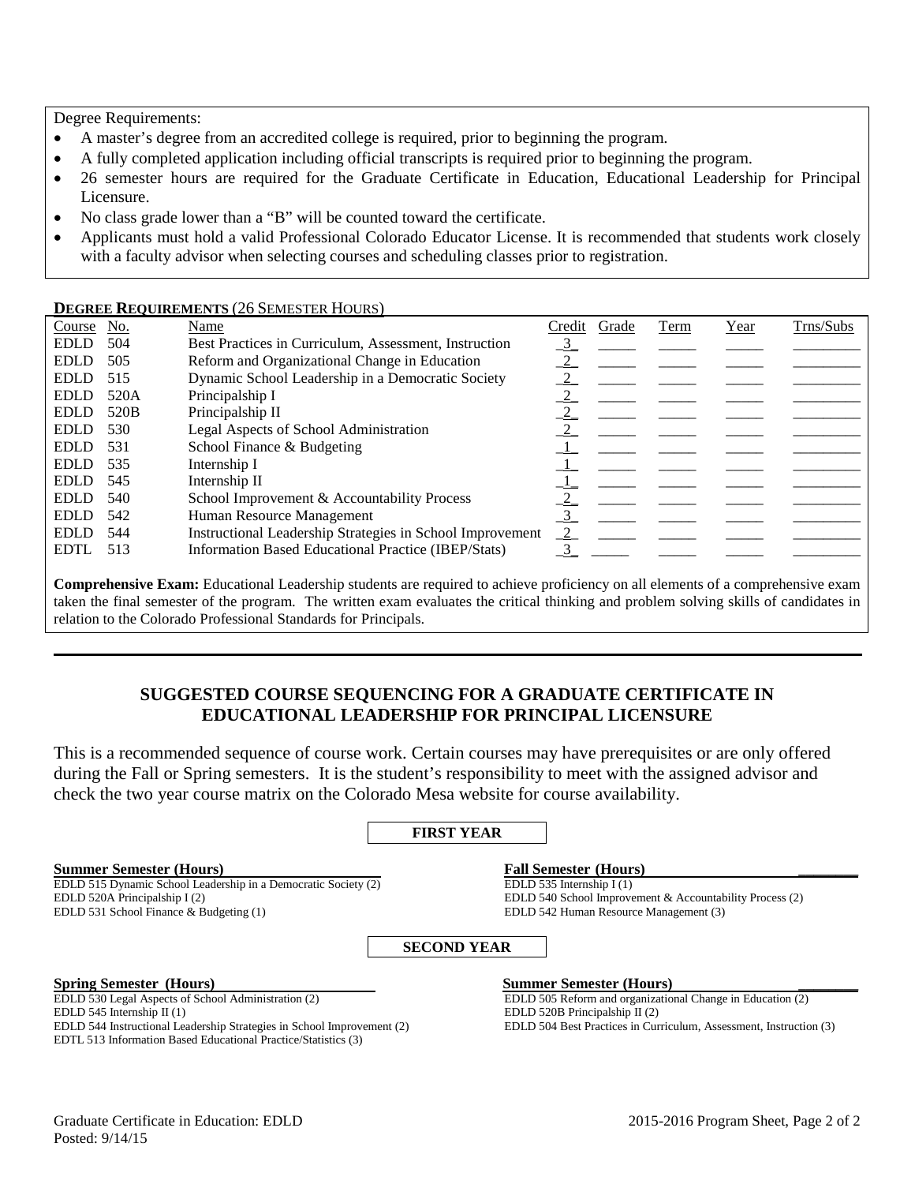Degree Requirements:

- A master's degree from an accredited college is required, prior to beginning the program.
- A fully completed application including official transcripts is required prior to beginning the program.
- 26 semester hours are required for the Graduate Certificate in Education, Educational Leadership for Principal Licensure.
- No class grade lower than a "B" will be counted toward the certificate.
- Applicants must hold a valid Professional Colorado Educator License. It is recommended that students work closely with a faculty advisor when selecting courses and scheduling classes prior to registration.

**DEGREE REQUIREMENTS** (26 SEMESTER HOURS)

| Course | No. | Name | Credit | Grade | Term | Year | Trns/Subs |
|---|---|---|---|---|---|---|---|
| EDLD | 504 | Best Practices in Curriculum, Assessment, Instruction | 3 | | | | |
| EDLD | 505 | Reform and Organizational Change in Education | 2 | | | | |
| EDLD | 515 | Dynamic School Leadership in a Democratic Society | 2 | | | | |
| EDLD | 520A | Principalship I | 2 | | | | |
| EDLD | 520B | Principalship II | 2 | | | | |
| EDLD | 530 | Legal Aspects of School Administration | 2 | | | | |
| EDLD | 531 | School Finance & Budgeting | 1 | | | | |
| EDLD | 535 | Internship I | 1 | | | | |
| EDLD | 545 | Internship II | 1 | | | | |
| EDLD | 540 | School Improvement & Accountability Process | 2 | | | | |
| EDLD | 542 | Human Resource Management | 3 | | | | |
| EDLD | 544 | Instructional Leadership Strategies in School Improvement | 2 | | | | |
| EDTL | 513 | Information Based Educational Practice (IBEP/Stats) | 3 | | | | |

**Comprehensive Exam:** Educational Leadership students are required to achieve proficiency on all elements of a comprehensive exam taken the final semester of the program. The written exam evaluates the critical thinking and problem solving skills of candidates in relation to the Colorado Professional Standards for Principals.

## SUGGESTED COURSE SEQUENCING FOR A GRADUATE CERTIFICATE IN EDUCATIONAL LEADERSHIP FOR PRINCIPAL LICENSURE

This is a recommended sequence of course work. Certain courses may have prerequisites or are only offered during the Fall or Spring semesters. It is the student's responsibility to meet with the assigned advisor and check the two year course matrix on the Colorado Mesa website for course availability.

### FIRST YEAR

**Summer Semester (Hours)**

EDLD 515 Dynamic School Leadership in a Democratic Society (2)
EDLD 520A Principalship I (2)
EDLD 531 School Finance & Budgeting (1)

**Fall Semester (Hours)**

EDLD 535 Internship I (1)
EDLD 540 School Improvement & Accountability Process (2)
EDLD 542 Human Resource Management (3)

### SECOND YEAR

**Spring Semester (Hours)**

EDLD 530 Legal Aspects of School Administration (2)
EDLD 545 Internship II (1)
EDLD 544 Instructional Leadership Strategies in School Improvement (2)
EDTL 513 Information Based Educational Practice/Statistics (3)

**Summer Semester (Hours)**

EDLD 505 Reform and organizational Change in Education (2)
EDLD 520B Principalship II (2)
EDLD 504 Best Practices in Curriculum, Assessment, Instruction (3)

Graduate Certificate in Education: EDLD
Posted: 9/14/15